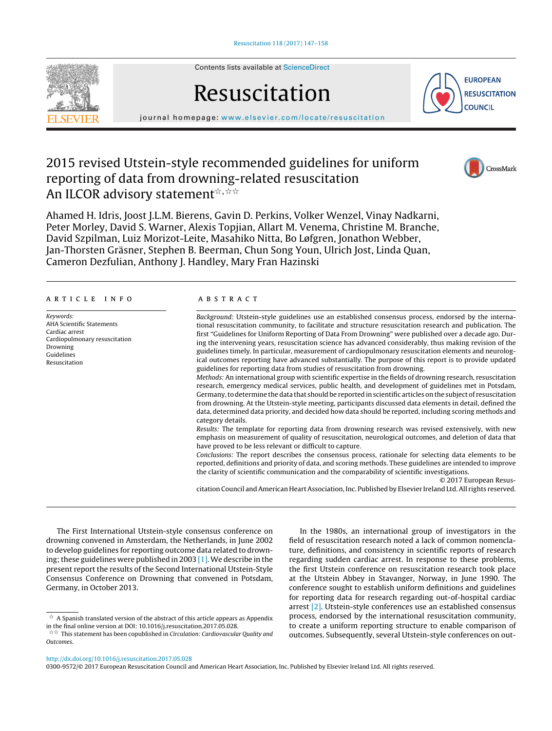# 2015 revised Utstein-style recommended guidelines for uniform reporting of data from drowning-related resuscitation An ILCOR advisory statement[☆,☆☆]

Ahamed H. Idris, Joost J.L.M. Bierens, Gavin D. Perkins, Volker Wenzel, Vinay Nadkarni, Peter Morley, David S. Warner, Alexis Topjian, Allart M. Venema, Christine M. Branche, David Szpilman, Luiz Morizot-Leite, Masahiko Nitta, Bo Løfgren, Jonathon Webber, Jan-Thorsten Gräsner, Stephen B. Beerman, Chun Song Youn, Ulrich Jost, Linda Quan, Cameron Dezfulian, Anthony J. Handley, Mary Fran Hazinski

## ARTICLE INFO

*Keywords:*
AHA Scientific Statements
Cardiac arrest
Cardiopulmonary resuscitation
Drowning
Guidelines
Resuscitation

## ABSTRACT

*Background:* Utstein-style guidelines use an established consensus process, endorsed by the international resuscitation community, to facilitate and structure resuscitation research and publication. The first "Guidelines for Uniform Reporting of Data From Drowning" were published over a decade ago. During the intervening years, resuscitation science has advanced considerably, thus making revision of the guidelines timely. In particular, measurement of cardiopulmonary resuscitation elements and neurological outcomes reporting have advanced substantially. The purpose of this report is to provide updated guidelines for reporting data from studies of resuscitation from drowning.

*Methods:* An international group with scientific expertise in the fields of drowning research, resuscitation research, emergency medical services, public health, and development of guidelines met in Potsdam, Germany, to determine the data that should be reported in scientific articles on the subject of resuscitation from drowning. At the Utstein-style meeting, participants discussed data elements in detail, defined the data, determined data priority, and decided how data should be reported, including scoring methods and category details.

*Results:* The template for reporting data from drowning research was revised extensively, with new emphasis on measurement of quality of resuscitation, neurological outcomes, and deletion of data that have proved to be less relevant or difficult to capture.

*Conclusions:* The report describes the consensus process, rationale for selecting data elements to be reported, definitions and priority of data, and scoring methods. These guidelines are intended to improve the clarity of scientific communication and the comparability of scientific investigations.

© 2017 European Resuscitation Council and American Heart Association, Inc. Published by Elsevier Ireland Ltd. All rights reserved.

The First International Utstein-style consensus conference on drowning convened in Amsterdam, the Netherlands, in June 2002 to develop guidelines for reporting outcome data related to drowning; these guidelines were published in 2003 [1]. We describe in the present report the results of the Second International Utstein-Style Consensus Conference on Drowning that convened in Potsdam, Germany, in October 2013.

In the 1980s, an international group of investigators in the field of resuscitation research noted a lack of common nomenclature, definitions, and consistency in scientific reports of research regarding sudden cardiac arrest. In response to these problems, the first Utstein conference on resuscitation research took place at the Utstein Abbey in Stavanger, Norway, in June 1990. The conference sought to establish uniform definitions and guidelines for reporting data for research regarding out-of-hospital cardiac arrest [2]. Utstein-style conferences use an established consensus process, endorsed by the international resuscitation community, to create a uniform reporting structure to enable comparison of outcomes. Subsequently, several Utstein-style conferences on out-

☆ A Spanish translated version of the abstract of this article appears as Appendix in the final online version at DOI: 10.1016/j.resuscitation.2017.05.028.

☆☆ This statement has been copublished in *Circulation: Cardiovascular Quality and Outcomes*.

http://dx.doi.org/10.1016/j.resuscitation.2017.05.028
0300-9572/© 2017 European Resuscitation Council and American Heart Association, Inc. Published by Elsevier Ireland Ltd. All rights reserved.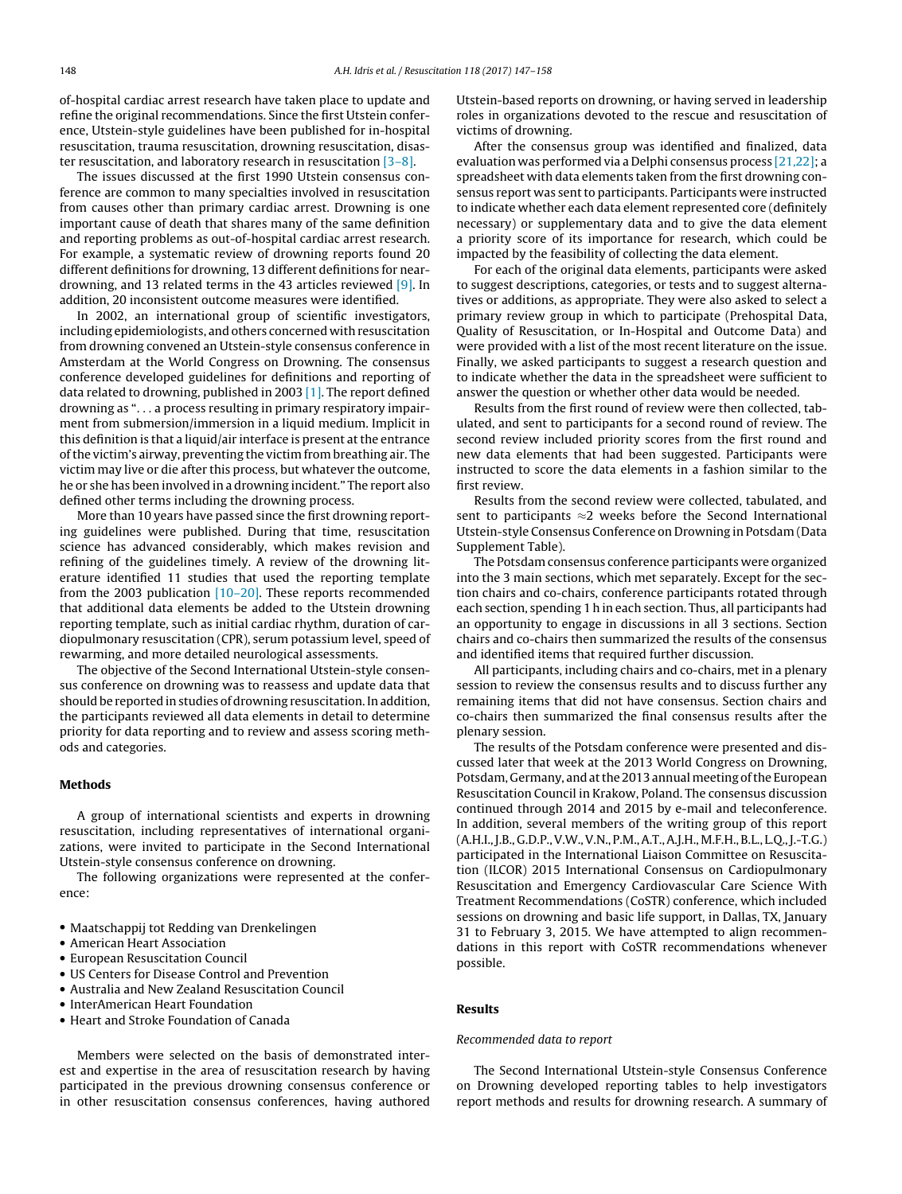of-hospital cardiac arrest research have taken place to update and refine the original recommendations. Since the first Utstein conference, Utstein-style guidelines have been published for in-hospital resuscitation, trauma resuscitation, drowning resuscitation, disaster resuscitation, and laboratory research in resuscitation [3–8].

The issues discussed at the first 1990 Utstein consensus conference are common to many specialties involved in resuscitation from causes other than primary cardiac arrest. Drowning is one important cause of death that shares many of the same definition and reporting problems as out-of-hospital cardiac arrest research. For example, a systematic review of drowning reports found 20 different definitions for drowning, 13 different definitions for near-drowning, and 13 related terms in the 43 articles reviewed [9]. In addition, 20 inconsistent outcome measures were identified.

In 2002, an international group of scientific investigators, including epidemiologists, and others concerned with resuscitation from drowning convened an Utstein-style consensus conference in Amsterdam at the World Congress on Drowning. The consensus conference developed guidelines for definitions and reporting of data related to drowning, published in 2003 [1]. The report defined drowning as ". . . a process resulting in primary respiratory impairment from submersion/immersion in a liquid medium. Implicit in this definition is that a liquid/air interface is present at the entrance of the victim's airway, preventing the victim from breathing air. The victim may live or die after this process, but whatever the outcome, he or she has been involved in a drowning incident." The report also defined other terms including the drowning process.

More than 10 years have passed since the first drowning reporting guidelines were published. During that time, resuscitation science has advanced considerably, which makes revision and refining of the guidelines timely. A review of the drowning literature identified 11 studies that used the reporting template from the 2003 publication [10–20]. These reports recommended that additional data elements be added to the Utstein drowning reporting template, such as initial cardiac rhythm, duration of cardiopulmonary resuscitation (CPR), serum potassium level, speed of rewarming, and more detailed neurological assessments.

The objective of the Second International Utstein-style consensus conference on drowning was to reassess and update data that should be reported in studies of drowning resuscitation. In addition, the participants reviewed all data elements in detail to determine priority for data reporting and to review and assess scoring methods and categories.

## Methods

A group of international scientists and experts in drowning resuscitation, including representatives of international organizations, were invited to participate in the Second International Utstein-style consensus conference on drowning.

The following organizations were represented at the conference:

- Maatschappij tot Redding van Drenkelingen
- American Heart Association
- European Resuscitation Council
- US Centers for Disease Control and Prevention
- Australia and New Zealand Resuscitation Council
- InterAmerican Heart Foundation
- Heart and Stroke Foundation of Canada

Members were selected on the basis of demonstrated interest and expertise in the area of resuscitation research by having participated in the previous drowning consensus conference or in other resuscitation consensus conferences, having authored Utstein-based reports on drowning, or having served in leadership roles in organizations devoted to the rescue and resuscitation of victims of drowning.

After the consensus group was identified and finalized, data evaluation was performed via a Delphi consensus process [21,22]; a spreadsheet with data elements taken from the first drowning consensus report was sent to participants. Participants were instructed to indicate whether each data element represented core (definitely necessary) or supplementary data and to give the data element a priority score of its importance for research, which could be impacted by the feasibility of collecting the data element.

For each of the original data elements, participants were asked to suggest descriptions, categories, or tests and to suggest alternatives or additions, as appropriate. They were also asked to select a primary review group in which to participate (Prehospital Data, Quality of Resuscitation, or In-Hospital and Outcome Data) and were provided with a list of the most recent literature on the issue. Finally, we asked participants to suggest a research question and to indicate whether the data in the spreadsheet were sufficient to answer the question or whether other data would be needed.

Results from the first round of review were then collected, tabulated, and sent to participants for a second round of review. The second review included priority scores from the first round and new data elements that had been suggested. Participants were instructed to score the data elements in a fashion similar to the first review.

Results from the second review were collected, tabulated, and sent to participants ≈2 weeks before the Second International Utstein-style Consensus Conference on Drowning in Potsdam (Data Supplement Table).

The Potsdam consensus conference participants were organized into the 3 main sections, which met separately. Except for the section chairs and co-chairs, conference participants rotated through each section, spending 1 h in each section. Thus, all participants had an opportunity to engage in discussions in all 3 sections. Section chairs and co-chairs then summarized the results of the consensus and identified items that required further discussion.

All participants, including chairs and co-chairs, met in a plenary session to review the consensus results and to discuss further any remaining items that did not have consensus. Section chairs and co-chairs then summarized the final consensus results after the plenary session.

The results of the Potsdam conference were presented and discussed later that week at the 2013 World Congress on Drowning, Potsdam, Germany, and at the 2013 annual meeting of the European Resuscitation Council in Krakow, Poland. The consensus discussion continued through 2014 and 2015 by e-mail and teleconference. In addition, several members of the writing group of this report (A.H.I., J.B., G.D.P., V.W., V.N., P.M., A.T., A.J.H., M.F.H., B.L., L.Q., J.-T.G.) participated in the International Liaison Committee on Resuscitation (ILCOR) 2015 International Consensus on Cardiopulmonary Resuscitation and Emergency Cardiovascular Care Science With Treatment Recommendations (CoSTR) conference, which included sessions on drowning and basic life support, in Dallas, TX, January 31 to February 3, 2015. We have attempted to align recommendations in this report with CoSTR recommendations whenever possible.

## Results

*Recommended data to report*

The Second International Utstein-style Consensus Conference on Drowning developed reporting tables to help investigators report methods and results for drowning research. A summary of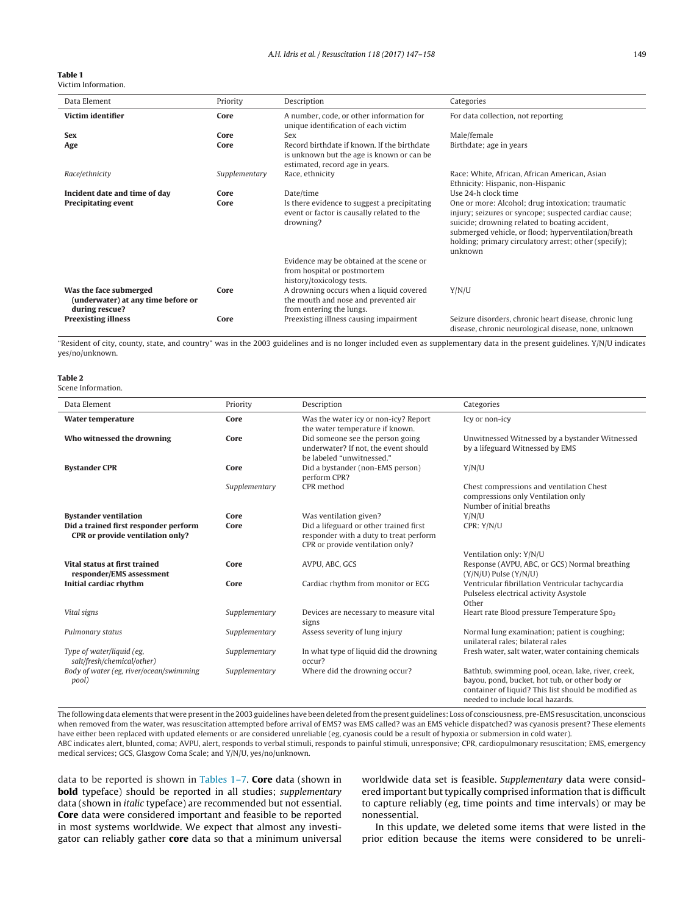**Table 1**
Victim Information.

| Data Element | Priority | Description | Categories |
|---|---|---|---|
| **Victim identifier** | **Core** | A number, code, or other information for unique identification of each victim | For data collection, not reporting |
| **Sex** | **Core** | Sex | Male/female |
| **Age** | **Core** | Record birthdate if known. If the birthdate is unknown but the age is known or can be estimated, record age in years. | Birthdate; age in years |
| *Race/ethnicity* | *Supplementary* | Race, ethnicity | Race: White, African, African American, Asian Ethnicity: Hispanic, non-Hispanic |
| **Incident date and time of day** | **Core** | Date/time | Use 24-h clock time |
| **Precipitating event** | **Core** | Is there evidence to suggest a precipitating event or factor is causally related to the drowning? | One or more: Alcohol; drug intoxication; traumatic injury; seizures or syncope; suspected cardiac cause; suicide; drowning related to boating accident, submerged vehicle, or flood; hyperventilation/breath holding; primary circulatory arrest; other (specify); unknown |
| | | Evidence may be obtained at the scene or from hospital or postmortem history/toxicology tests. | |
| **Was the face submerged (underwater) at any time before or during rescue?** | **Core** | A drowning occurs when a liquid covered the mouth and nose and prevented air from entering the lungs. | Y/N/U |
| **Preexisting illness** | **Core** | Preexisting illness causing impairment | Seizure disorders, chronic heart disease, chronic lung disease, chronic neurological disease, none, unknown |

"Resident of city, county, state, and country" was in the 2003 guidelines and is no longer included even as supplementary data in the present guidelines. Y/N/U indicates yes/no/unknown.

**Table 2**
Scene Information.

| Data Element | Priority | Description | Categories |
|---|---|---|---|
| **Water temperature** | **Core** | Was the water icy or non-icy? Report the water temperature if known. | Icy or non-icy |
| **Who witnessed the drowning** | **Core** | Did someone see the person going underwater? If not, the event should be labeled "unwitnessed." | Unwitnessed Witnessed by a bystander Witnessed by a lifeguard Witnessed by EMS |
| **Bystander CPR** | **Core** | Did a bystander (non-EMS person) perform CPR? | Y/N/U |
| | *Supplementary* | CPR method | Chest compressions and ventilation Chest compressions only Ventilation only Number of initial breaths |
| **Bystander ventilation** | **Core** | Was ventilation given? | Y/N/U |
| **Did a trained first responder perform CPR or provide ventilation only?** | **Core** | Did a lifeguard or other trained first responder with a duty to treat perform CPR or provide ventilation only? | CPR: Y/N/U |
| | | | Ventilation only: Y/N/U |
| **Vital status at first trained responder/EMS assessment** | **Core** | AVPU, ABC, GCS | Response (AVPU, ABC, or GCS) Normal breathing (Y/N/U) Pulse (Y/N/U) |
| **Initial cardiac rhythm** | **Core** | Cardiac rhythm from monitor or ECG | Ventricular fibrillation Ventricular tachycardia Pulseless electrical activity Asystole Other |
| *Vital signs* | *Supplementary* | Devices are necessary to measure vital signs | Heart rate Blood pressure Temperature $Spo_2$ |
| *Pulmonary status* | *Supplementary* | Assess severity of lung injury | Normal lung examination; patient is coughing; unilateral rales; bilateral rales |
| *Type of water/liquid (eg, salt/fresh/chemical/other)* | *Supplementary* | In what type of liquid did the drowning occur? | Fresh water, salt water, water containing chemicals |
| *Body of water (eg, river/ocean/swimming pool)* | *Supplementary* | Where did the drowning occur? | Bathtub, swimming pool, ocean, lake, river, creek, bayou, pond, bucket, hot tub, or other body or container of liquid? This list should be modified as needed to include local hazards. |

The following data elements that were present in the 2003 guidelines have been deleted from the present guidelines: Loss of consciousness, pre-EMS resuscitation, unconscious when removed from the water, was resuscitation attempted before arrival of EMS? was EMS called? was an EMS vehicle dispatched? was cyanosis present? These elements have either been replaced with updated elements or are considered unreliable (eg, cyanosis could be a result of hypoxia or submersion in cold water).
ABC indicates alert, blunted, coma; AVPU, alert, responds to verbal stimuli, responds to painful stimuli, unresponsive; CPR, cardiopulmonary resuscitation; EMS, emergency medical services; GCS, Glasgow Coma Scale; and Y/N/U, yes/no/unknown.

data to be reported is shown in Tables 1–7. **Core** data (shown in **bold** typeface) should be reported in all studies; *supplementary* data (shown in *italic* typeface) are recommended but not essential. **Core** data were considered important and feasible to be reported in most systems worldwide. We expect that almost any investigator can reliably gather **core** data so that a minimum universal worldwide data set is feasible. *Supplementary* data were considered important but typically comprised information that is difficult to capture reliably (eg, time points and time intervals) or may be nonessential.

In this update, we deleted some items that were listed in the prior edition because the items were considered to be unreli-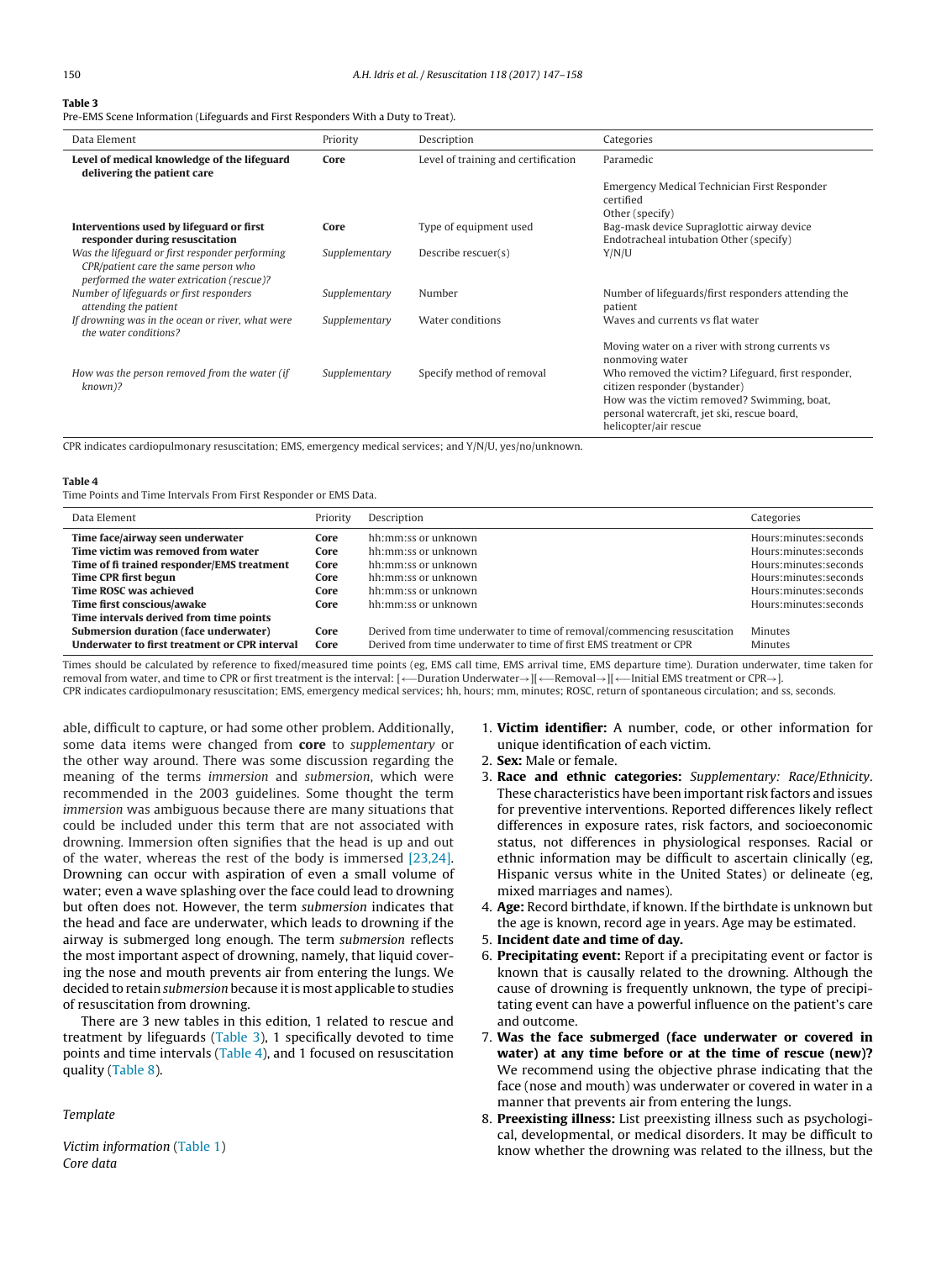**Table 3**
Pre-EMS Scene Information (Lifeguards and First Responders With a Duty to Treat).

| Data Element | Priority | Description | Categories |
|---|---|---|---|
| **Level of medical knowledge of the lifeguard delivering the patient care** | **Core** | Level of training and certification | Paramedic |
| | | | Emergency Medical Technician First Responder certified<br>Other (specify) |
| **Interventions used by lifeguard or first responder during resuscitation** | **Core** | Type of equipment used | Bag-mask device Supraglottic airway device Endotracheal intubation Other (specify) |
| *Was the lifeguard or first responder performing CPR/patient care the same person who performed the water extrication (rescue)?* | *Supplementary* | Describe rescuer(s) | Y/N/U |
| *Number of lifeguards or first responders attending the patient* | *Supplementary* | Number | Number of lifeguards/first responders attending the patient |
| *If drowning was in the ocean or river, what were the water conditions?* | *Supplementary* | Water conditions | Waves and currents vs flat water |
| | | | Moving water on a river with strong currents vs nonmoving water |
| *How was the person removed from the water (if known)?* | *Supplementary* | Specify method of removal | Who removed the victim? Lifeguard, first responder, citizen responder (bystander)<br>How was the victim removed? Swimming, boat, personal watercraft, jet ski, rescue board, helicopter/air rescue |

CPR indicates cardiopulmonary resuscitation; EMS, emergency medical services; and Y/N/U, yes/no/unknown.

**Table 4**
Time Points and Time Intervals From First Responder or EMS Data.

| Data Element | Priority | Description | Categories |
|---|---|---|---|
| **Time face/airway seen underwater** | **Core** | hh:mm:ss or unknown | Hours:minutes:seconds |
| **Time victim was removed from water** | **Core** | hh:mm:ss or unknown | Hours:minutes:seconds |
| **Time of fi trained responder/EMS treatment** | **Core** | hh:mm:ss or unknown | Hours:minutes:seconds |
| **Time CPR first begun** | **Core** | hh:mm:ss or unknown | Hours:minutes:seconds |
| **Time ROSC was achieved** | **Core** | hh:mm:ss or unknown | Hours:minutes:seconds |
| **Time first conscious/awake** | **Core** | hh:mm:ss or unknown | Hours:minutes:seconds |
| **Time intervals derived from time points** | | | |
| **Submersion duration (face underwater)** | **Core** | Derived from time underwater to time of removal/commencing resuscitation | Minutes |
| **Underwater to first treatment or CPR interval** | **Core** | Derived from time underwater to time of first EMS treatment or CPR | Minutes |

Times should be calculated by reference to fixed/measured time points (eg, EMS call time, EMS arrival time, EMS departure time). Duration underwater, time taken for removal from water, and time to CPR or first treatment is the interval: [←—Duration Underwater→][←—Removal→][←—Initial EMS treatment or CPR→].
CPR indicates cardiopulmonary resuscitation; EMS, emergency medical services; hh, hours; mm, minutes; ROSC, return of spontaneous circulation; and ss, seconds.

able, difficult to capture, or had some other problem. Additionally, some data items were changed from **core** to *supplementary* or the other way around. There was some discussion regarding the meaning of the terms *immersion* and *submersion*, which were recommended in the 2003 guidelines. Some thought the term *immersion* was ambiguous because there are many situations that could be included under this term that are not associated with drowning. Immersion often signifies that the head is up and out of the water, whereas the rest of the body is immersed [23,24]. Drowning can occur with aspiration of even a small volume of water; even a wave splashing over the face could lead to drowning but often does not. However, the term *submersion* indicates that the head and face are underwater, which leads to drowning if the airway is submerged long enough. The term *submersion* reflects the most important aspect of drowning, namely, that liquid covering the nose and mouth prevents air from entering the lungs. We decided to retain *submersion* because it is most applicable to studies of resuscitation from drowning.

There are 3 new tables in this edition, 1 related to rescue and treatment by lifeguards (Table 3), 1 specifically devoted to time points and time intervals (Table 4), and 1 focused on resuscitation quality (Table 8).

*Template*

*Victim information* (Table 1)
*Core data*

1. **Victim identifier:** A number, code, or other information for unique identification of each victim.
2. **Sex:** Male or female.
3. **Race and ethnic categories:** *Supplementary: Race/Ethnicity*. These characteristics have been important risk factors and issues for preventive interventions. Reported differences likely reflect differences in exposure rates, risk factors, and socioeconomic status, not differences in physiological responses. Racial or ethnic information may be difficult to ascertain clinically (eg, Hispanic versus white in the United States) or delineate (eg, mixed marriages and names).
4. **Age:** Record birthdate, if known. If the birthdate is unknown but the age is known, record age in years. Age may be estimated.
5. **Incident date and time of day.**
6. **Precipitating event:** Report if a precipitating event or factor is known that is causally related to the drowning. Although the cause of drowning is frequently unknown, the type of precipitating event can have a powerful influence on the patient's care and outcome.
7. **Was the face submerged (face underwater or covered in water) at any time before or at the time of rescue (new)?** We recommend using the objective phrase indicating that the face (nose and mouth) was underwater or covered in water in a manner that prevents air from entering the lungs.
8. **Preexisting illness:** List preexisting illness such as psychological, developmental, or medical disorders. It may be difficult to know whether the drowning was related to the illness, but the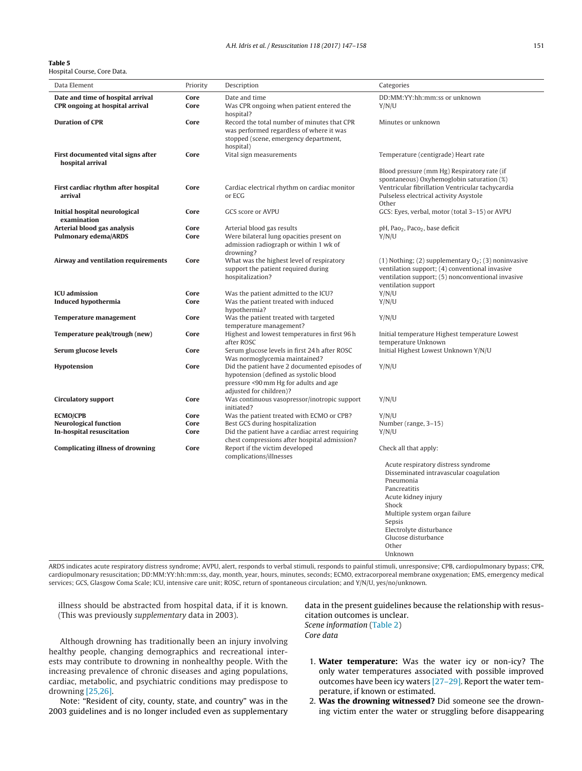**Table 5**
Hospital Course, Core Data.

| Data Element | Priority | Description | Categories |
|---|---|---|---|
| **Date and time of hospital arrival** | **Core** | Date and time | DD:MM:YY:hh:mm:ss or unknown |
| **CPR ongoing at hospital arrival** | **Core** | Was CPR ongoing when patient entered the hospital? | Y/N/U |
| **Duration of CPR** | **Core** | Record the total number of minutes that CPR was performed regardless of where it was stopped (scene, emergency department, hospital) | Minutes or unknown |
| **First documented vital signs after hospital arrival** | **Core** | Vital sign measurements | Temperature (centigrade) Heart rate<br>Blood pressure (mm Hg) Respiratory rate (if spontaneous) Oxyhemoglobin saturation (%) |
| **First cardiac rhythm after hospital arrival** | **Core** | Cardiac electrical rhythm on cardiac monitor or ECG | Ventricular fibrillation Ventricular tachycardia Pulseless electrical activity Asystole Other |
| **Initial hospital neurological examination** | **Core** | GCS score or AVPU | GCS: Eyes, verbal, motor (total 3–15) or AVPU |
| **Arterial blood gas analysis** | **Core** | Arterial blood gas results | pH, $Pao_2$, $Paco_2$, base deficit |
| **Pulmonary edema/ARDS** | **Core** | Were bilateral lung opacities present on admission radiograph or within 1 wk of drowning? | Y/N/U |
| **Airway and ventilation requirements** | **Core** | What was the highest level of respiratory support the patient required during hospitalization? | (1) Nothing; (2) supplementary $O_2$; (3) noninvasive ventilation support; (4) conventional invasive ventilation support; (5) nonconventional invasive ventilation support |
| **ICU admission** | **Core** | Was the patient admitted to the ICU? | Y/N/U |
| **Induced hypothermia** | **Core** | Was the patient treated with induced hypothermia? | Y/N/U |
| **Temperature management** | **Core** | Was the patient treated with targeted temperature management? | Y/N/U |
| **Temperature peak/trough (new)** | **Core** | Highest and lowest temperatures in first 96 h after ROSC | Initial temperature Highest temperature Lowest temperature Unknown |
| **Serum glucose levels** | **Core** | Serum glucose levels in first 24 h after ROSC Was normoglycemia maintained? | Initial Highest Lowest Unknown Y/N/U |
| **Hypotension** | **Core** | Did the patient have 2 documented episodes of hypotension (defined as systolic blood pressure <90 mm Hg for adults and age adjusted for children)? | Y/N/U |
| **Circulatory support** | **Core** | Was continuous vasopressor/inotropic support initiated? | Y/N/U |
| **ECMO/CPB** | **Core** | Was the patient treated with ECMO or CPB? | Y/N/U |
| **Neurological function** | **Core** | Best GCS during hospitalization | Number (range, 3–15) |
| **In-hospital resuscitation** | **Core** | Did the patient have a cardiac arrest requiring chest compressions after hospital admission? | Y/N/U |
| **Complicating illness of drowning** | **Core** | Report if the victim developed complications/illnesses | Check all that apply:<br>Acute respiratory distress syndrome<br>Disseminated intravascular coagulation<br>Pneumonia<br>Pancreatitis<br>Acute kidney injury<br>Shock<br>Multiple system organ failure<br>Sepsis<br>Electrolyte disturbance<br>Glucose disturbance<br>Other<br>Unknown |

ARDS indicates acute respiratory distress syndrome; AVPU, alert, responds to verbal stimuli, responds to painful stimuli, unresponsive; CPB, cardiopulmonary bypass; CPR, cardiopulmonary resuscitation; DD:MM:YY:hh:mm:ss, day, month, year, hours, minutes, seconds; ECMO, extracorporeal membrane oxygenation; EMS, emergency medical services; GCS, Glasgow Coma Scale; ICU, intensive care unit; ROSC, return of spontaneous circulation; and Y/N/U, yes/no/unknown.

illness should be abstracted from hospital data, if it is known. (This was previously *supplementary* data in 2003).

Although drowning has traditionally been an injury involving healthy people, changing demographics and recreational interests may contribute to drowning in nonhealthy people. With the increasing prevalence of chronic diseases and aging populations, cardiac, metabolic, and psychiatric conditions may predispose to drowning [25,26].

Note: "Resident of city, county, state, and country" was in the 2003 guidelines and is no longer included even as supplementary data in the present guidelines because the relationship with resuscitation outcomes is unclear.

*Scene information* (Table 2)

*Core data*

1. **Water temperature:** Was the water icy or non-icy? The only water temperatures associated with possible improved outcomes have been icy waters [27–29]. Report the water temperature, if known or estimated.
2. **Was the drowning witnessed?** Did someone see the drowning victim enter the water or struggling before disappearing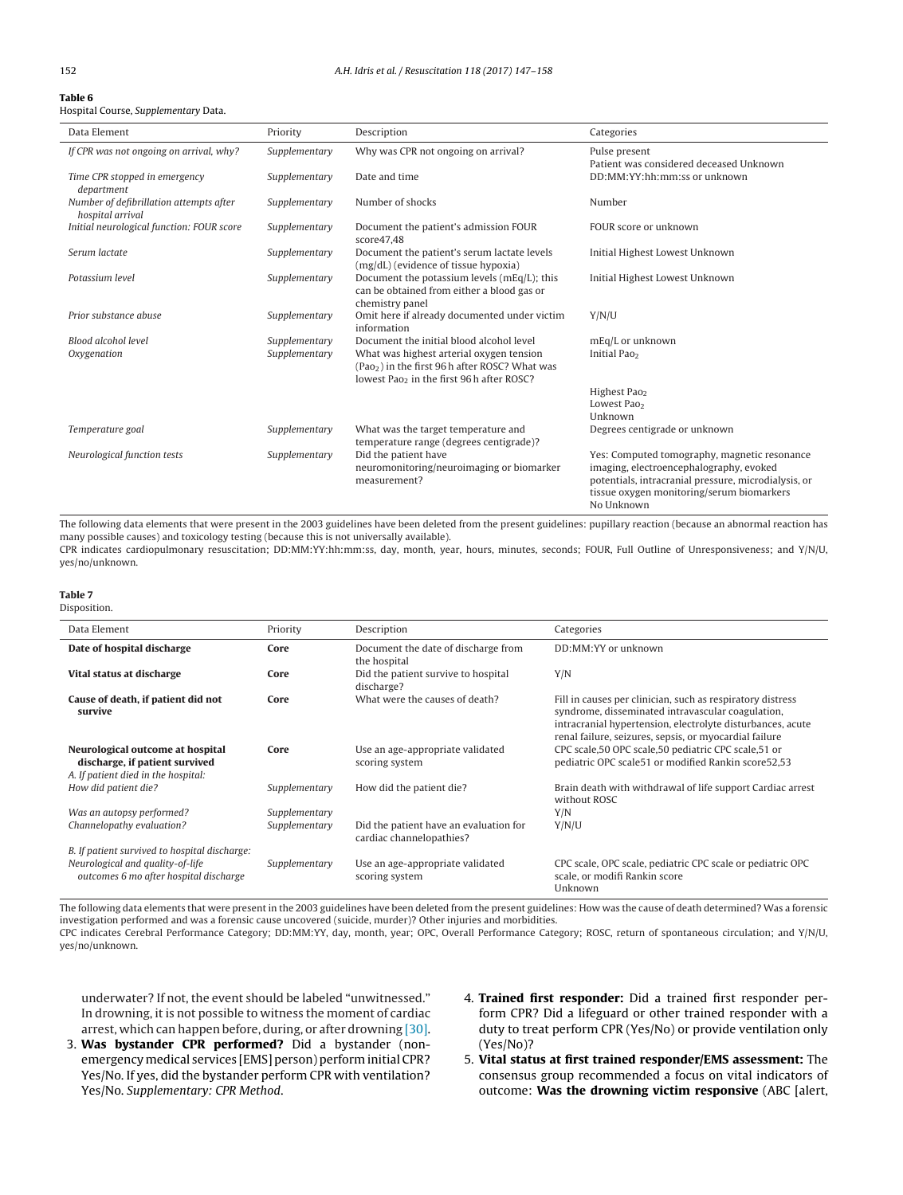**Table 6**
Hospital Course, *Supplementary* Data.

| Data Element | Priority | Description | Categories |
|---|---|---|---|
| *If CPR was not ongoing on arrival, why?* | *Supplementary* | Why was CPR not ongoing on arrival? | Pulse present Patient was considered deceased Unknown |
| *Time CPR stopped in emergency department* | *Supplementary* | Date and time | DD:MM:YY:hh:mm:ss or unknown |
| *Number of defibrillation attempts after hospital arrival* | *Supplementary* | Number of shocks | Number |
| *Initial neurological function: FOUR score* | *Supplementary* | Document the patient's admission FOUR score47,48 | FOUR score or unknown |
| *Serum lactate* | *Supplementary* | Document the patient's serum lactate levels (mg/dL) (evidence of tissue hypoxia) | Initial Highest Lowest Unknown |
| *Potassium level* | *Supplementary* | Document the potassium levels (mEq/L); this can be obtained from either a blood gas or chemistry panel | Initial Highest Lowest Unknown |
| *Prior substance abuse* | *Supplementary* | Omit here if already documented under victim information | Y/N/U |
| *Blood alcohol level* | *Supplementary* | Document the initial blood alcohol level | mEq/L or unknown |
| *Oxygenation* | *Supplementary* | What was highest arterial oxygen tension ($Pao_2$) in the first 96 h after ROSC? What was lowest $Pao_2$ in the first 96 h after ROSC? | Initial $Pao_2$ Highest $Pao_2$ Lowest $Pao_2$ Unknown |
| *Temperature goal* | *Supplementary* | What was the target temperature and temperature range (degrees centigrade)? | Degrees centigrade or unknown |
| *Neurological function tests* | *Supplementary* | Did the patient have neuromonitoring/neuroimaging or biomarker measurement? | Yes: Computed tomography, magnetic resonance imaging, electroencephalography, evoked potentials, intracranial pressure, microdialysis, or tissue oxygen monitoring/serum biomarkers No Unknown |

The following data elements that were present in the 2003 guidelines have been deleted from the present guidelines: pupillary reaction (because an abnormal reaction has many possible causes) and toxicology testing (because this is not universally available).
CPR indicates cardiopulmonary resuscitation; DD:MM:YY:hh:mm:ss, day, month, year, hours, minutes, seconds; FOUR, Full Outline of Unresponsiveness; and Y/N/U, yes/no/unknown.

**Table 7**
Disposition.

| Data Element | Priority | Description | Categories |
|---|---|---|---|
| **Date of hospital discharge** | **Core** | Document the date of discharge from the hospital | DD:MM:YY or unknown |
| **Vital status at discharge** | **Core** | Did the patient survive to hospital discharge? | Y/N |
| **Cause of death, if patient did not survive** | **Core** | What were the causes of death? | Fill in causes per clinician, such as respiratory distress syndrome, disseminated intravascular coagulation, intracranial hypertension, electrolyte disturbances, acute renal failure, seizures, sepsis, or myocardial failure |
| **Neurological outcome at hospital discharge, if patient survived** | **Core** | Use an age-appropriate validated scoring system | CPC scale,50 OPC scale,50 pediatric CPC scale,51 or pediatric OPC scale51 or modified Rankin score52,53 |
| *A. If patient died in the hospital:* | | | |
| *How did patient die?* | *Supplementary* | How did the patient die? | Brain death with withdrawal of life support Cardiac arrest without ROSC |
| *Was an autopsy performed?* | *Supplementary* | | Y/N |
| *Channelopathy evaluation?* | *Supplementary* | Did the patient have an evaluation for cardiac channelopathies? | Y/N/U |
| *B. If patient survived to hospital discharge:* | | | |
| *Neurological and quality-of-life outcomes 6 mo after hospital discharge* | *Supplementary* | Use an age-appropriate validated scoring system | CPC scale, OPC scale, pediatric CPC scale or pediatric OPC scale, or modifi Rankin score Unknown |

The following data elements that were present in the 2003 guidelines have been deleted from the present guidelines: How was the cause of death determined? Was a forensic investigation performed and was a forensic cause uncovered (suicide, murder)? Other injuries and morbidities.
CPC indicates Cerebral Performance Category; DD:MM:YY, day, month, year; OPC, Overall Performance Category; ROSC, return of spontaneous circulation; and Y/N/U, yes/no/unknown.

underwater? If not, the event should be labeled "unwitnessed." In drowning, it is not possible to witness the moment of cardiac arrest, which can happen before, during, or after drowning [30].

3. **Was bystander CPR performed?** Did a bystander (non-emergency medical services [EMS] person) perform initial CPR? Yes/No. If yes, did the bystander perform CPR with ventilation? Yes/No. *Supplementary: CPR Method.*
4. **Trained first responder:** Did a trained first responder perform CPR? Did a lifeguard or other trained responder with a duty to treat perform CPR (Yes/No) or provide ventilation only (Yes/No)?
5. **Vital status at first trained responder/EMS assessment:** The consensus group recommended a focus on vital indicators of outcome: **Was the drowning victim responsive** (ABC [alert,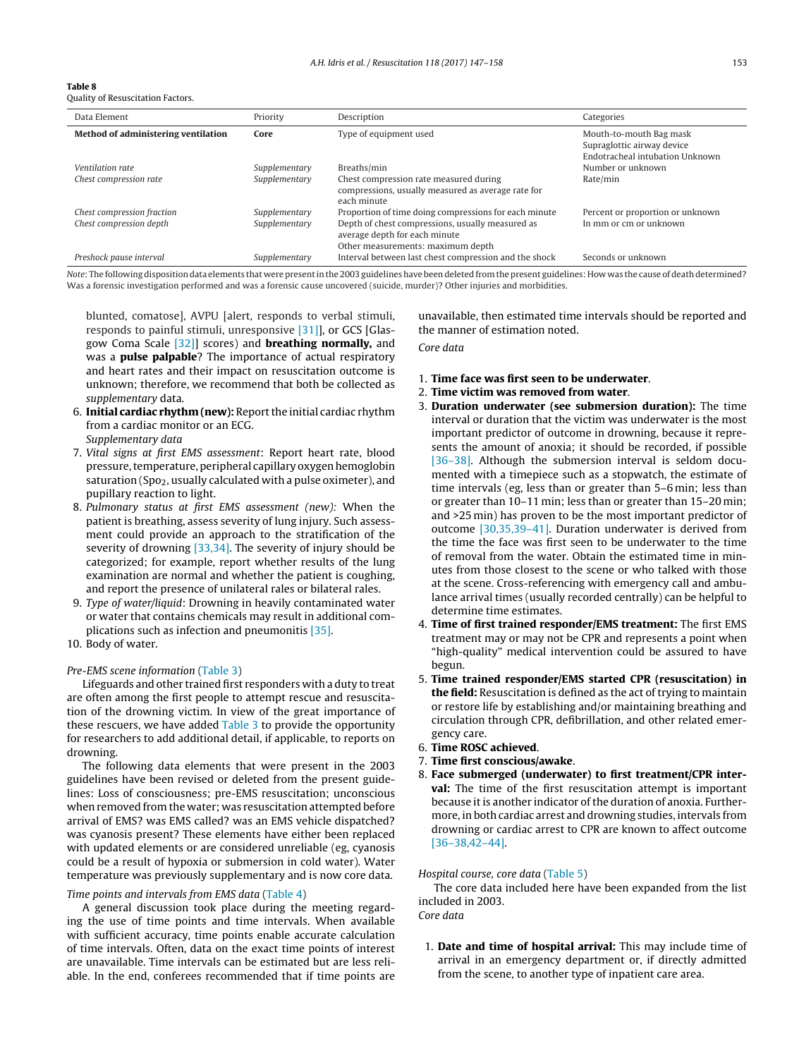**Table 8**
Quality of Resuscitation Factors.

| Data Element | Priority | Description | Categories |
|---|---|---|---|
| **Method of administering ventilation** | **Core** | Type of equipment used | Mouth-to-mouth Bag mask Supraglottic airway device Endotracheal intubation Unknown |
| *Ventilation rate* | *Supplementary* | Breaths/min | Number or unknown |
| *Chest compression rate* | *Supplementary* | Chest compression rate measured during compressions, usually measured as average rate for each minute | Rate/min |
| *Chest compression fraction* | *Supplementary* | Proportion of time doing compressions for each minute | Percent or proportion or unknown |
| *Chest compression depth* | *Supplementary* | Depth of chest compressions, usually measured as average depth for each minute Other measurements: maximum depth | In mm or cm or unknown |
| *Preshock pause interval* | *Supplementary* | Interval between last chest compression and the shock | Seconds or unknown |

*Note*: The following disposition data elements that were present in the 2003 guidelines have been deleted from the present guidelines: How was the cause of death determined? Was a forensic investigation performed and was a forensic cause uncovered (suicide, murder)? Other injuries and morbidities.

blunted, comatose], AVPU [alert, responds to verbal stimuli, responds to painful stimuli, unresponsive [31]], or GCS [Glasgow Coma Scale [32]] scores) and **breathing normally,** and was a **pulse palpable**? The importance of actual respiratory and heart rates and their impact on resuscitation outcome is unknown; therefore, we recommend that both be collected as *supplementary* data.

6. **Initial cardiac rhythm (new):** Report the initial cardiac rhythm from a cardiac monitor or an ECG.
   *Supplementary data*
7. *Vital signs at first EMS assessment*: Report heart rate, blood pressure, temperature, peripheral capillary oxygen hemoglobin saturation ($Spo_2$, usually calculated with a pulse oximeter), and pupillary reaction to light.
8. *Pulmonary status at first EMS assessment (new):* When the patient is breathing, assess severity of lung injury. Such assessment could provide an approach to the stratification of the severity of drowning [33,34]. The severity of injury should be categorized; for example, report whether results of the lung examination are normal and whether the patient is coughing, and report the presence of unilateral rales or bilateral rales.
9. *Type of water/liquid*: Drowning in heavily contaminated water or water that contains chemicals may result in additional complications such as infection and pneumonitis [35].
10. Body of water.

*Pre-EMS scene information* (Table 3)

Lifeguards and other trained first responders with a duty to treat are often among the first people to attempt rescue and resuscitation of the drowning victim. In view of the great importance of these rescuers, we have added Table 3 to provide the opportunity for researchers to add additional detail, if applicable, to reports on drowning.

The following data elements that were present in the 2003 guidelines have been revised or deleted from the present guidelines: Loss of consciousness; pre-EMS resuscitation; unconscious when removed from the water; was resuscitation attempted before arrival of EMS? was EMS called? was an EMS vehicle dispatched? was cyanosis present? These elements have either been replaced with updated elements or are considered unreliable (eg, cyanosis could be a result of hypoxia or submersion in cold water). Water temperature was previously supplementary and is now core data.

*Time points and intervals from EMS data* (Table 4)

A general discussion took place during the meeting regarding the use of time points and time intervals. When available with sufficient accuracy, time points enable accurate calculation of time intervals. Often, data on the exact time points of interest are unavailable. Time intervals can be estimated but are less reliable. In the end, conferees recommended that if time points are unavailable, then estimated time intervals should be reported and the manner of estimation noted.

*Core data*

1. **Time face was first seen to be underwater**.
2. **Time victim was removed from water**.
3. **Duration underwater (see submersion duration):** The time interval or duration that the victim was underwater is the most important predictor of outcome in drowning, because it represents the amount of anoxia; it should be recorded, if possible [36–38]. Although the submersion interval is seldom documented with a timepiece such as a stopwatch, the estimate of time intervals (eg, less than or greater than 5–6 min; less than or greater than 10–11 min; less than or greater than 15–20 min; and >25 min) has proven to be the most important predictor of outcome [30,35,39–41]. Duration underwater is derived from the time the face was first seen to be underwater to the time of removal from the water. Obtain the estimated time in minutes from those closest to the scene or who talked with those at the scene. Cross-referencing with emergency call and ambulance arrival times (usually recorded centrally) can be helpful to determine time estimates.
4. **Time of first trained responder/EMS treatment:** The first EMS treatment may or may not be CPR and represents a point when "high-quality" medical intervention could be assured to have begun.
5. **Time trained responder/EMS started CPR (resuscitation) in the field:** Resuscitation is defined as the act of trying to maintain or restore life by establishing and/or maintaining breathing and circulation through CPR, defibrillation, and other related emergency care.
6. **Time ROSC achieved**.
7. **Time first conscious/awake**.
8. **Face submerged (underwater) to first treatment/CPR interval:** The time of the first resuscitation attempt is important because it is another indicator of the duration of anoxia. Furthermore, in both cardiac arrest and drowning studies, intervals from drowning or cardiac arrest to CPR are known to affect outcome [36–38,42–44].

*Hospital course, core data* (Table 5)

The core data included here have been expanded from the list included in 2003.

*Core data*

1. **Date and time of hospital arrival:** This may include time of arrival in an emergency department or, if directly admitted from the scene, to another type of inpatient care area.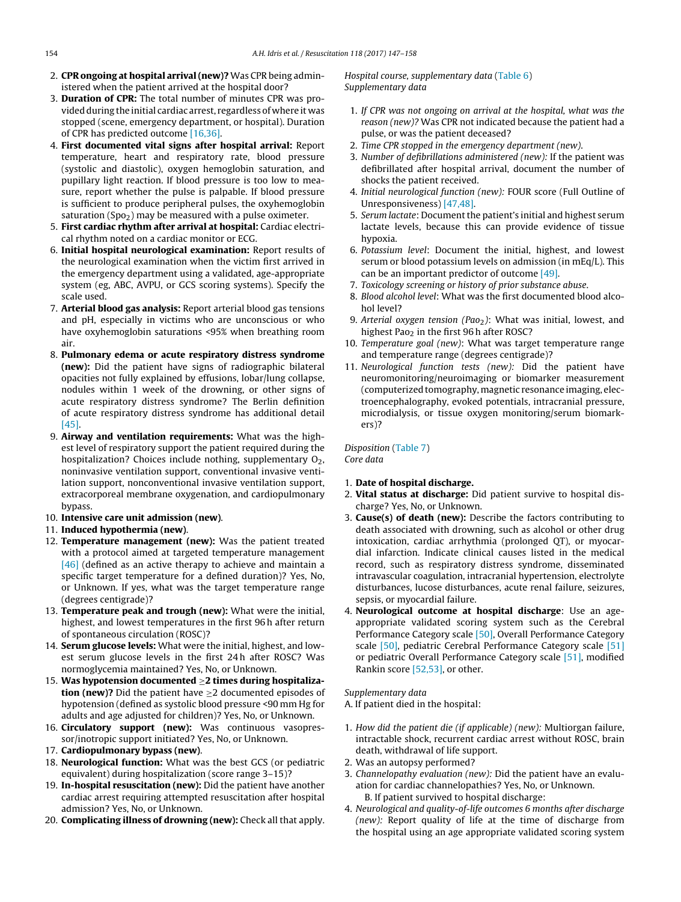2. **CPR ongoing at hospital arrival (new)?** Was CPR being administered when the patient arrived at the hospital door?
3. **Duration of CPR:** The total number of minutes CPR was provided during the initial cardiac arrest, regardless of where it was stopped (scene, emergency department, or hospital). Duration of CPR has predicted outcome [16,36].
4. **First documented vital signs after hospital arrival:** Report temperature, heart and respiratory rate, blood pressure (systolic and diastolic), oxygen hemoglobin saturation, and pupillary light reaction. If blood pressure is too low to measure, report whether the pulse is palpable. If blood pressure is sufficient to produce peripheral pulses, the oxyhemoglobin saturation ($Spo_2$) may be measured with a pulse oximeter.
5. **First cardiac rhythm after arrival at hospital:** Cardiac electrical rhythm noted on a cardiac monitor or ECG.
6. **Initial hospital neurological examination:** Report results of the neurological examination when the victim first arrived in the emergency department using a validated, age-appropriate system (eg, ABC, AVPU, or GCS scoring systems). Specify the scale used.
7. **Arterial blood gas analysis:** Report arterial blood gas tensions and pH, especially in victims who are unconscious or who have oxyhemoglobin saturations <95% when breathing room air.
8. **Pulmonary edema or acute respiratory distress syndrome (new):** Did the patient have signs of radiographic bilateral opacities not fully explained by effusions, lobar/lung collapse, nodules within 1 week of the drowning, or other signs of acute respiratory distress syndrome? The Berlin definition of acute respiratory distress syndrome has additional detail [45].
9. **Airway and ventilation requirements:** What was the highest level of respiratory support the patient required during the hospitalization? Choices include nothing, supplementary $O_2$, noninvasive ventilation support, conventional invasive ventilation support, nonconventional invasive ventilation support, extracorporeal membrane oxygenation, and cardiopulmonary bypass.
10. **Intensive care unit admission (new)**.
11. **Induced hypothermia (new)**.
12. **Temperature management (new):** Was the patient treated with a protocol aimed at targeted temperature management [46] (defined as an active therapy to achieve and maintain a specific target temperature for a defined duration)? Yes, No, or Unknown. If yes, what was the target temperature range (degrees centigrade)?
13. **Temperature peak and trough (new):** What were the initial, highest, and lowest temperatures in the first 96 h after return of spontaneous circulation (ROSC)?
14. **Serum glucose levels:** What were the initial, highest, and lowest serum glucose levels in the first 24 h after ROSC? Was normoglycemia maintained? Yes, No, or Unknown.
15. **Was hypotension documented ≥2 times during hospitalization (new)?** Did the patient have ≥2 documented episodes of hypotension (defined as systolic blood pressure <90 mm Hg for adults and age adjusted for children)? Yes, No, or Unknown.
16. **Circulatory support (new):** Was continuous vasopressor/inotropic support initiated? Yes, No, or Unknown.
17. **Cardiopulmonary bypass (new)**.
18. **Neurological function:** What was the best GCS (or pediatric equivalent) during hospitalization (score range 3–15)?
19. **In-hospital resuscitation (new):** Did the patient have another cardiac arrest requiring attempted resuscitation after hospital admission? Yes, No, or Unknown.
20. **Complicating illness of drowning (new):** Check all that apply.

*Hospital course, supplementary data* (Table 6)
*Supplementary data*

1. *If CPR was not ongoing on arrival at the hospital, what was the reason (new)?* Was CPR not indicated because the patient had a pulse, or was the patient deceased?
2. *Time CPR stopped in the emergency department (new).*
3. *Number of defibrillations administered (new):* If the patient was defibrillated after hospital arrival, document the number of shocks the patient received.
4. *Initial neurological function (new):* FOUR score (Full Outline of Unresponsiveness) [47,48].
5. *Serum lactate*: Document the patient's initial and highest serum lactate levels, because this can provide evidence of tissue hypoxia.
6. *Potassium level*: Document the initial, highest, and lowest serum or blood potassium levels on admission (in mEq/L). This can be an important predictor of outcome [49].
7. *Toxicology screening or history of prior substance abuse.*
8. *Blood alcohol level*: What was the first documented blood alcohol level?
9. *Arterial oxygen tension ($Pao_2$)*: What was initial, lowest, and highest $Pao_2$ in the first 96 h after ROSC?
10. *Temperature goal (new)*: What was target temperature range and temperature range (degrees centigrade)?
11. *Neurological function tests (new):* Did the patient have neuromonitoring/neuroimaging or biomarker measurement (computerized tomography, magnetic resonance imaging, electroencephalography, evoked potentials, intracranial pressure, microdialysis, or tissue oxygen monitoring/serum biomarkers)?

*Disposition* (Table 7)
*Core data*

1. **Date of hospital discharge.**
2. **Vital status at discharge:** Did patient survive to hospital discharge? Yes, No, or Unknown.
3. **Cause(s) of death (new):** Describe the factors contributing to death associated with drowning, such as alcohol or other drug intoxication, cardiac arrhythmia (prolonged QT), or myocardial infarction. Indicate clinical causes listed in the medical record, such as respiratory distress syndrome, disseminated intravascular coagulation, intracranial hypertension, electrolyte disturbances, lucose disturbances, acute renal failure, seizures, sepsis, or myocardial failure.
4. **Neurological outcome at hospital discharge**: Use an age-appropriate validated scoring system such as the Cerebral Performance Category scale [50], Overall Performance Category scale [50], pediatric Cerebral Performance Category scale [51] or pediatric Overall Performance Category scale [51], modified Rankin score [52,53], or other.

*Supplementary data*
A. If patient died in the hospital:

1. *How did the patient die (if applicable) (new):* Multiorgan failure, intractable shock, recurrent cardiac arrest without ROSC, brain death, withdrawal of life support.
2. Was an autopsy performed?
3. *Channelopathy evaluation (new):* Did the patient have an evaluation for cardiac channelopathies? Yes, No, or Unknown.

B. If patient survived to hospital discharge:

4. *Neurological and quality-of-life outcomes 6 months after discharge (new):* Report quality of life at the time of discharge from the hospital using an age appropriate validated scoring system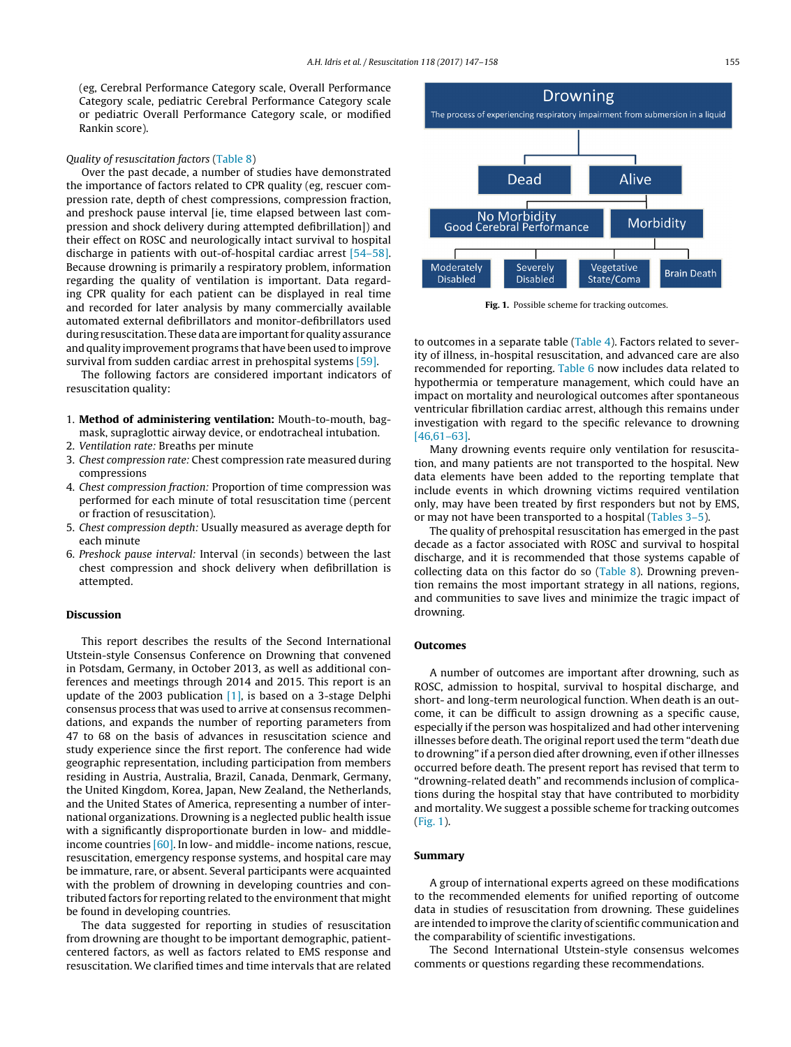(eg, Cerebral Performance Category scale, Overall Performance Category scale, pediatric Cerebral Performance Category scale or pediatric Overall Performance Category scale, or modified Rankin score).

*Quality of resuscitation factors* (Table 8)

Over the past decade, a number of studies have demonstrated the importance of factors related to CPR quality (eg, rescuer compression rate, depth of chest compressions, compression fraction, and preshock pause interval [ie, time elapsed between last compression and shock delivery during attempted defibrillation]) and their effect on ROSC and neurologically intact survival to hospital discharge in patients with out-of-hospital cardiac arrest [54–58]. Because drowning is primarily a respiratory problem, information regarding the quality of ventilation is important. Data regarding CPR quality for each patient can be displayed in real time and recorded for later analysis by many commercially available automated external defibrillators and monitor-defibrillators used during resuscitation. These data are important for quality assurance and quality improvement programs that have been used to improve survival from sudden cardiac arrest in prehospital systems [59].

The following factors are considered important indicators of resuscitation quality:

1. **Method of administering ventilation:** Mouth-to-mouth, bag-mask, supraglottic airway device, or endotracheal intubation.
2. *Ventilation rate:* Breaths per minute
3. *Chest compression rate:* Chest compression rate measured during compressions
4. *Chest compression fraction:* Proportion of time compression was performed for each minute of total resuscitation time (percent or fraction of resuscitation).
5. *Chest compression depth:* Usually measured as average depth for each minute
6. *Preshock pause interval:* Interval (in seconds) between the last chest compression and shock delivery when defibrillation is attempted.

## Discussion

This report describes the results of the Second International Utstein-style Consensus Conference on Drowning that convened in Potsdam, Germany, in October 2013, as well as additional conferences and meetings through 2014 and 2015. This report is an update of the 2003 publication [1], is based on a 3-stage Delphi consensus process that was used to arrive at consensus recommendations, and expands the number of reporting parameters from 47 to 68 on the basis of advances in resuscitation science and study experience since the first report. The conference had wide geographic representation, including participation from members residing in Austria, Australia, Brazil, Canada, Denmark, Germany, the United Kingdom, Korea, Japan, New Zealand, the Netherlands, and the United States of America, representing a number of international organizations. Drowning is a neglected public health issue with a significantly disproportionate burden in low- and middle-income countries [60]. In low- and middle- income nations, rescue, resuscitation, emergency response systems, and hospital care may be immature, rare, or absent. Several participants were acquainted with the problem of drowning in developing countries and contributed factors for reporting related to the environment that might be found in developing countries.

The data suggested for reporting in studies of resuscitation from drowning are thought to be important demographic, patient-centered factors, as well as factors related to EMS response and resuscitation. We clarified times and time intervals that are related to outcomes in a separate table (Table 4). Factors related to severity of illness, in-hospital resuscitation, and advanced care are also recommended for reporting. Table 6 now includes data related to hypothermia or temperature management, which could have an impact on mortality and neurological outcomes after spontaneous ventricular fibrillation cardiac arrest, although this remains under investigation with regard to the specific relevance to drowning [46,61–63].

Many drowning events require only ventilation for resuscitation, and many patients are not transported to the hospital. New data elements have been added to the reporting template that include events in which drowning victims required ventilation only, may have been treated by first responders but not by EMS, or may not have been transported to a hospital (Tables 3–5).

The quality of prehospital resuscitation has emerged in the past decade as a factor associated with ROSC and survival to hospital discharge, and it is recommended that those systems capable of collecting data on this factor do so (Table 8). Drowning prevention remains the most important strategy in all nations, regions, and communities to save lives and minimize the tragic impact of drowning.

Drowning
The process of experiencing respiratory impairment from submersion in a liquid

- Dead
- Alive
  - No Morbidity / Good Cerebral Performance
  - Morbidity
    - Moderately Disabled
    - Severely Disabled
    - Vegetative State/Coma
    - Brain Death

**Fig. 1.** Possible scheme for tracking outcomes.

## Outcomes

A number of outcomes are important after drowning, such as ROSC, admission to hospital, survival to hospital discharge, and short- and long-term neurological function. When death is an outcome, it can be difficult to assign drowning as a specific cause, especially if the person was hospitalized and had other intervening illnesses before death. The original report used the term "death due to drowning" if a person died after drowning, even if other illnesses occurred before death. The present report has revised that term to "drowning-related death" and recommends inclusion of complications during the hospital stay that have contributed to morbidity and mortality. We suggest a possible scheme for tracking outcomes (Fig. 1).

## Summary

A group of international experts agreed on these modifications to the recommended elements for unified reporting of outcome data in studies of resuscitation from drowning. These guidelines are intended to improve the clarity of scientific communication and the comparability of scientific investigations.

The Second International Utstein-style consensus welcomes comments or questions regarding these recommendations.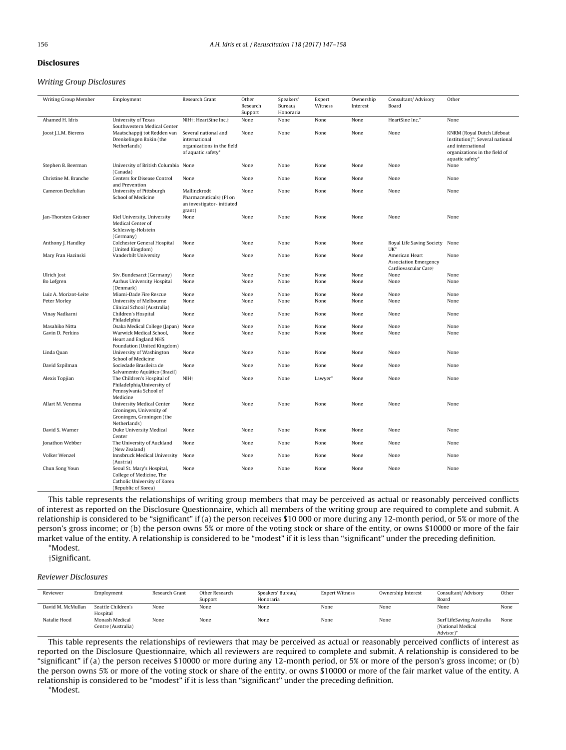## Disclosures

### *Writing Group Disclosures*

| Writing Group Member | Employment | Research Grant | Other Research Support | Speakers' Bureau/ Honoraria | Expert Witness | Ownership Interest | Consultant/ Advisory Board | Other |
|---|---|---|---|---|---|---|---|---|
| Ahamed H. Idris | University of Texas Southwestern Medical Center | NIH†; HeartSine Inc.† | None | None | None | None | HeartSine Inc.* | None |
| Joost J.L.M. Bierens | Maatschappij tot Redden van Drenkelingen Rokin (the Netherlands) | Several national and international organizations in the field of aquatic safety* | None | None | None | None | None | KNRM (Royal Dutch Lifeboat Institution)*; Several national and international organizations in the field of aquatic safety* |
| Stephen B. Beerman | University of British Columbia (Canada) | None | None | None | None | None | None | None |
| Christine M. Branche | Centers for Disease Control and Prevention | None | None | None | None | None | None | None |
| Cameron Dezfulian | University of Pittsburgh School of Medicine | Mallinckrodt Pharmaceuticals† (PI on an investigator- initiated grant) | None | None | None | None | None | None |
| Jan-Thorsten Gräsner | Kiel University, University Medical Center of Schleswig-Holstein (Germany) | None | None | None | None | None | None | None |
| Anthony J. Handley | Colchester General Hospital (United Kingdom) | None | None | None | None | None | Royal Life Saving Society UK* | None |
| Mary Fran Hazinski | Vanderbilt University | None | None | None | None | None | American Heart Association Emergency Cardiovascular Care† | None |
| Ulrich Jost | Stv. Bundesarzt (Germany) | None | None | None | None | None | None | None |
| Bo Løfgren | Aarhus University Hospital (Denmark) | None | None | None | None | None | None | None |
| Luiz A. Morizot-Leite | Miami-Dade Fire Rescue | None | None | None | None | None | None | None |
| Peter Morley | University of Melbourne Clinical School (Australia) | None | None | None | None | None | None | None |
| Vinay Nadkarni | Children's Hospital Philadelphia | None | None | None | None | None | None | None |
| Masahiko Nitta | Osaka Medical College (Japan) | None | None | None | None | None | None | None |
| Gavin D. Perkins | Warwick Medical School, Heart and England NHS Foundation (United Kingdom) | None | None | None | None | None | None | None |
| Linda Quan | University of Washington School of Medicine | None | None | None | None | None | None | None |
| David Szpilman | Sociedade Brasileira de Salvamento Aquático (Brazil) | None | None | None | None | None | None | None |
| Alexis Topjian | The Children's Hospital of Philadelphia/University of Pennsylvania School of Medicine | NIH† | None | None | Lawyer* | None | None | None |
| Allart M. Venema | University Medical Center Groningen, University of Groningen, Groningen (the Netherlands) | None | None | None | None | None | None | None |
| David S. Warner | Duke University Medical Center | None | None | None | None | None | None | None |
| Jonathon Webber | The University of Auckland (New Zealand) | None | None | None | None | None | None | None |
| Volker Wenzel | Innsbruck Medical University (Austria) | None | None | None | None | None | None | None |
| Chun Song Youn | Seoul St. Mary's Hospital, College of Medicine, The Catholic University of Korea (Republic of Korea) | None | None | None | None | None | None | None |

This table represents the relationships of writing group members that may be perceived as actual or reasonably perceived conflicts of interest as reported on the Disclosure Questionnaire, which all members of the writing group are required to complete and submit. A relationship is considered to be "significant" if (a) the person receives $10 000 or more during any 12-month period, or 5% or more of the person's gross income; or (b) the person owns 5% or more of the voting stock or share of the entity, or owns $10000 or more of the fair market value of the entity. A relationship is considered to be "modest" if it is less than "significant" under the preceding definition.

*Modest.

†Significant.

### *Reviewer Disclosures*

| Reviewer | Employment | Research Grant | Other Research Support | Speakers' Bureau/ Honoraria | Expert Witness | Ownership Interest | Consultant/ Advisory Board | Other |
|---|---|---|---|---|---|---|---|---|
| David M. McMullan | Seattle Children's Hospital | None | None | None | None | None | None | None |
| Natalie Hood | Monash Medical Centre (Australia) | None | None | None | None | None | Surf LifeSaving Australia (National Medical Advisor)* | None |

This table represents the relationships of reviewers that may be perceived as actual or reasonably perceived conflicts of interest as reported on the Disclosure Questionnaire, which all reviewers are required to complete and submit. A relationship is considered to be "significant" if (a) the person receives $10000 or more during any 12-month period, or 5% or more of the person's gross income; or (b) the person owns 5% or more of the voting stock or share of the entity, or owns $10000 or more of the fair market value of the entity. A relationship is considered to be "modest" if it is less than "significant" under the preceding definition.

*Modest.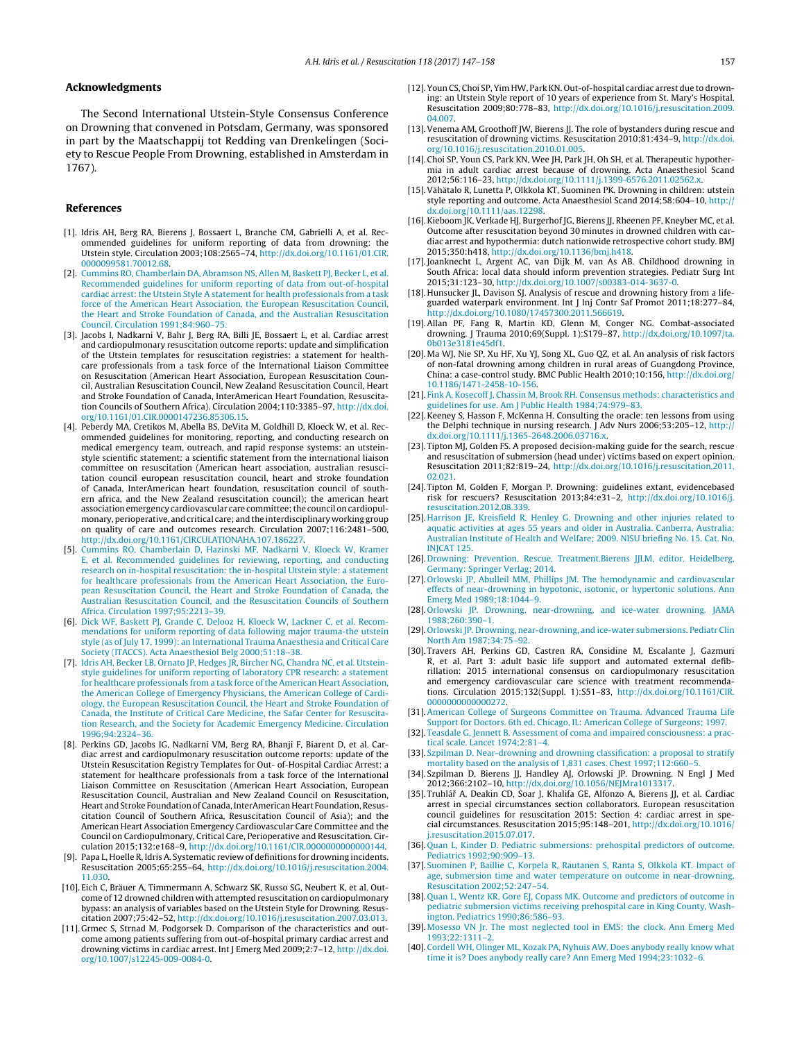## Acknowledgments

The Second International Utstein-Style Consensus Conference on Drowning that convened in Potsdam, Germany, was sponsored in part by the Maatschappij tot Redding van Drenkelingen (Society to Rescue People From Drowning, established in Amsterdam in 1767).

## References

[1]. Idris AH, Berg RA, Bierens J, Bossaert L, Branche CM, Gabrielli A, et al. Recommended guidelines for uniform reporting of data from drowning: the Utstein style. Circulation 2003;108:2565–74, http://dx.doi.org/10.1161/01.CIR.0000099581.70012.68.

[2]. Cummins RO, Chamberlain DA, Abramson NS, Allen M, Baskett PJ, Becker L, et al. Recommended guidelines for uniform reporting of data from out-of-hospital cardiac arrest: the Utstein Style A statement for health professionals from a task force of the American Heart Association, the European Resuscitation Council, the Heart and Stroke Foundation of Canada, and the Australian Resuscitation Council. Circulation 1991;84:960–75.

[3]. Jacobs I, Nadkarni V, Bahr J, Berg RA, Billi JE, Bossaert L, et al. Cardiac arrest and cardiopulmonary resuscitation outcome reports: update and simplification of the Utstein templates for resuscitation registries: a statement for healthcare professionals from a task force of the International Liaison Committee on Resuscitation (American Heart Association, European Resuscitation Council, Australian Resuscitation Council, New Zealand Resuscitation Council, Heart and Stroke Foundation of Canada, InterAmerican Heart Foundation, Resuscitation Councils of Southern Africa). Circulation 2004;110:3385–97, http://dx.doi.org/10.1161/01.CIR.0000147236.85306.15.

[4]. Peberdy MA, Cretikos M, Abella BS, DeVita M, Goldhill D, Kloeck W, et al. Recommended guidelines for monitoring, reporting, and conducting research on medical emergency team, outreach, and rapid response systems: an utstein-style scientific statement: a scientific statement from the international liaison committee on resuscitation (American heart association, australian resuscitation council european resuscitation council, heart and stroke foundation of Canada, InterAmerican heart foundation, resuscitation council of southern africa, and the New Zealand resuscitation council); the american heart association emergency cardiovascular care committee; the council on cardiopulmonary, perioperative, and critical care; and the interdisciplinary working group on quality of care and outcomes research. Circulation 2007;116:2481–500, http://dx.doi.org/10.1161/CIRCULATIONAHA.107.186227.

[5]. Cummins RO, Chamberlain D, Hazinski MF, Nadkarni V, Kloeck W, Kramer E, et al. Recommended guidelines for reviewing, reporting, and conducting research on in-hospital resuscitation: the in-hospital Utstein style: a statement for healthcare professionals from the American Heart Association, the European Resuscitation Council, the Heart and Stroke Foundation of Canada, the Australian Resuscitation Council, and the Resuscitation Councils of Southern Africa. Circulation 1997;95:2213–39.

[6]. Dick WF, Baskett PJ, Grande C, Delooz H, Kloeck W, Lackner C, et al. Recommendations for uniform reporting of data following major trauma-the utstein style (as of July 17, 1999): an International Trauma Anaesthesia and Critical Care Society (ITACCS). Acta Anaesthesiol Belg 2000;51:18–38.

[7]. Idris AH, Becker LB, Ornato JP, Hedges JR, Bircher NG, Chandra NC, et al. Utstein-style guidelines for uniform reporting of laboratory CPR research: a statement for healthcare professionals from a task force of the American Heart Association, the American College of Emergency Physicians, the American College of Cardiology, the European Resuscitation Council, the Heart and Stroke Foundation of Canada, the Institute of Critical Care Medicine, the Safar Center for Resuscitation Research, and the Society for Academic Emergency Medicine. Circulation 1996;94:2324–36.

[8]. Perkins GD, Jacobs IG, Nadkarni VM, Berg RA, Bhanji F, Biarent D, et al. Cardiac arrest and cardiopulmonary resuscitation outcome reports: update of the Utstein Resuscitation Registry Templates for Out- of-Hospital Cardiac Arrest: a statement for healthcare professionals from a task force of the International Liaison Committee on Resuscitation (American Heart Association, European Resuscitation Council, Australian and New Zealand Council on Resuscitation, Heart and Stroke Foundation of Canada, InterAmerican Heart Foundation, Resuscitation Council of Southern Africa, Resuscitation Council of Asia); and the American Heart Association Emergency Cardiovascular Care Committee and the Council on Cardiopulmonary, Critical Care, Perioperative and Resuscitation. Circulation 2015;132:e168–9, http://dx.doi.org/10.1161/CIR.0000000000000144.

[9]. Papa L, Hoelle R, Idris A. Systematic review of definitions for drowning incidents. Resuscitation 2005;65:255–64, http://dx.doi.org/10.1016/j.resuscitation.2004.11.030.

[10]. Eich C, Bräuer A, Timmermann A, Schwarz SK, Russo SG, Neubert K, et al. Outcome of 12 drowned children with attempted resuscitation on cardiopulmonary bypass: an analysis of variables based on the Utstein Style for Drowning. Resuscitation 2007;75:42–52, http://dx.doi.org/10.1016/j.resuscitation.2007.03.013.

[11]. Grmec S, Strnad M, Podgorsek D. Comparison of the characteristics and outcome among patients suffering from out-of-hospital primary cardiac arrest and drowning victims in cardiac arrest. Int J Emerg Med 2009;2:7–12, http://dx.doi.org/10.1007/s12245-009-0084-0.

[12]. Youn CS, Choi SP, Yim HW, Park KN. Out-of-hospital cardiac arrest due to drowning: an Utstein Style report of 10 years of experience from St. Mary's Hospital. Resuscitation 2009;80:778–83, http://dx.doi.org/10.1016/j.resuscitation.2009.04.007.

[13]. Venema AM, Groothoff JW, Bierens JJ. The role of bystanders during rescue and resuscitation of drowning victims. Resuscitation 2010;81:434–9, http://dx.doi.org/10.1016/j.resuscitation.2010.01.005.

[14]. Choi SP, Youn CS, Park KN, Wee JH, Park JH, Oh SH, et al. Therapeutic hypothermia in adult cardiac arrest because of drowning. Acta Anaesthesiol Scand 2012;56:116–23, http://dx.doi.org/10.1111/j.1399-6576.2011.02562.x.

[15]. Vähätalo R, Lunetta P, Olkkola KT, Suominen PK. Drowning in children: utstein style reporting and outcome. Acta Anaesthesiol Scand 2014;58:604–10, http://dx.doi.org/10.1111/aas.12298.

[16]. Kieboom JK, Verkade HJ, Burgerhof JG, Bierens JJ, Rheenen PF, Kneyber MC, et al. Outcome after resuscitation beyond 30 minutes in drowned children with cardiac arrest and hypothermia: dutch nationwide retrospective cohort study. BMJ 2015;350:h418, http://dx.doi.org/10.1136/bmj.h418.

[17]. Joanknecht L, Argent AC, van Dijk M, van As AB. Childhood drowning in South Africa: local data should inform prevention strategies. Pediatr Surg Int 2015;31:123–30, http://dx.doi.org/10.1007/s00383-014-3637-0.

[18]. Hunsucker JL, Davison SJ. Analysis of rescue and drowning history from a lifeguarded waterpark environment. Int J Inj Contr Saf Promot 2011;18:277–84, http://dx.doi.org/10.1080/17457300.2011.566619.

[19]. Allan PF, Fang R, Martin KD, Glenn M, Conger NG. Combat-associated drowning. J Trauma 2010;69(Suppl. 1):S179–87, http://dx.doi.org/10.1097/ta.0b013e3181e45df1.

[20]. Ma WJ, Nie SP, Xu HF, Xu YJ, Song XL, Guo QZ, et al. An analysis of risk factors of non-fatal drowning among children in rural areas of Guangdong Province, China: a case-control study. BMC Public Health 2010;10:156, http://dx.doi.org/10.1186/1471-2458-10-156.

[21]. Fink A, Kosecoff J, Chassin M, Brook RH. Consensus methods: characteristics and guidelines for use. Am J Public Health 1984;74:979–83.

[22]. Keeney S, Hasson F, McKenna H. Consulting the oracle: ten lessons from using the Delphi technique in nursing research. J Adv Nurs 2006;53:205–12, http://dx.doi.org/10.1111/j.1365-2648.2006.03716.x.

[23]. Tipton MJ, Golden FS. A proposed decision-making guide for the search, rescue and resuscitation of submersion (head under) victims based on expert opinion. Resuscitation 2011;82:819–24, http://dx.doi.org/10.1016/j.resuscitation.2011.02.021.

[24]. Tipton M, Golden F, Morgan P. Drowning: guidelines extant, evidencebased risk for rescuers? Resuscitation 2013;84:e31–2, http://dx.doi.org/10.1016/j.resuscitation.2012.08.339.

[25]. Harrison JE, Kreisfield R, Henley G. Drowning and other injuries related to aquatic activities at ages 55 years and older in Australia. Canberra, Australia: Australian Institute of Health and Welfare; 2009. NISU briefing No. 15. Cat. No. INJCAT 125.

[26]. Drowning: Prevention, Rescue, Treatment.Bierens JJLM, editor. Heidelberg, Germany: Springer Verlag; 2014.

[27]. Orlowski JP, Abulleil MM, Phillips JM. The hemodynamic and cardiovascular effects of near-drowning in hypotonic, isotonic, or hypertonic solutions. Ann Emerg Med 1989;18:1044–9.

[28]. Orlowski JP. Drowning, near-drowning, and ice-water drowning. JAMA 1988;260:390–1.

[29]. Orlowski JP. Drowning, near-drowning, and ice-water submersions. Pediatr Clin North Am 1987;34:75–92.

[30]. Travers AH, Perkins GD, Castren RA, Considine M, Escalante J, Gazmuri R, et al. Part 3: adult basic life support and automated external defibrillation: 2015 international consensus on cardiopulmonary resuscitation and emergency cardiovascular care science with treatment recommendations. Circulation 2015;132(Suppl. 1):S51–83, http://dx.doi.org/10.1161/CIR.0000000000000272.

[31]. American College of Surgeons Committee on Trauma. Advanced Trauma Life Support for Doctors. 6th ed. Chicago, IL: American College of Surgeons; 1997.

[32]. Teasdale G, Jennett B. Assessment of coma and impaired consciousness: a practical scale. Lancet 1974;2:81–4.

[33]. Szpilman D. Near-drowning and drowning classification: a proposal to stratify mortality based on the analysis of 1,831 cases. Chest 1997;112:660–5.

[34]. Szpilman D, Bierens JJ, Handley AJ, Orlowski JP. Drowning. N Engl J Med 2012;366:2102–10, http://dx.doi.org/10.1056/NEJMra1013317.

[35]. Truhlář A, Deakin CD, Soar J, Khalifa GE, Alfonzo A, Bierens JJ, et al. Cardiac arrest in special circumstances section collaborators. European resuscitation council guidelines for resuscitation 2015: Section 4: cardiac arrest in special circumstances. Resuscitation 2015;95:148–201, http://dx.doi.org/10.1016/j.resuscitation.2015.07.017.

[36]. Quan L, Kinder D. Pediatric submersions: prehospital predictors of outcome. Pediatrics 1992;90:909–13.

[37]. Suominen P, Baillie C, Korpela R, Rautanen S, Ranta S, Olkkola KT. Impact of age, submersion time and water temperature on outcome in near-drowning. Resuscitation 2002;52:247–54.

[38]. Quan L, Wentz KR, Gore EJ, Copass MK. Outcome and predictors of outcome in pediatric submersion victims receiving prehospital care in King County, Washington. Pediatrics 1990;86:586–93.

[39]. Mosesso VN Jr. The most neglected tool in EMS: the clock. Ann Emerg Med 1993;22:1311–2.

[40]. Cordell WH, Olinger ML, Kozak PA, Nyhuis AW. Does anybody really know what time it is? Does anybody really care? Ann Emerg Med 1994;23:1032–6.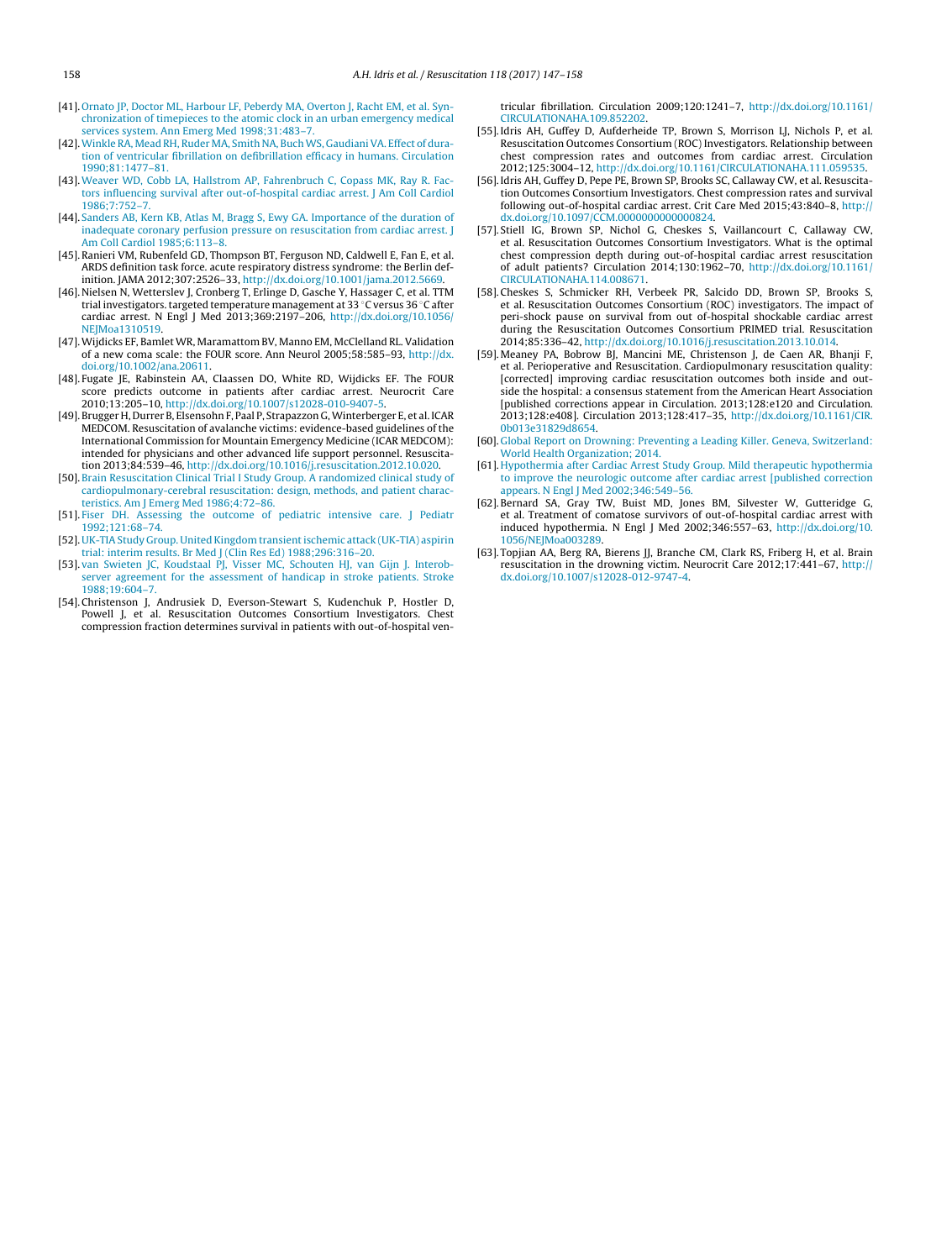[41]. Ornato JP, Doctor ML, Harbour LF, Peberdy MA, Overton J, Racht EM, et al. Synchronization of timepieces to the atomic clock in an urban emergency medical services system. Ann Emerg Med 1998;31:483–7.

[42]. Winkle RA, Mead RH, Ruder MA, Smith NA, Buch WS, Gaudiani VA. Effect of duration of ventricular fibrillation on defibrillation efficacy in humans. Circulation 1990;81:1477–81.

[43]. Weaver WD, Cobb LA, Hallstrom AP, Fahrenbruch C, Copass MK, Ray R. Factors influencing survival after out-of-hospital cardiac arrest. J Am Coll Cardiol 1986;7:752–7.

[44]. Sanders AB, Kern KB, Atlas M, Bragg S, Ewy GA. Importance of the duration of inadequate coronary perfusion pressure on resuscitation from cardiac arrest. J Am Coll Cardiol 1985;6:113–8.

[45]. Ranieri VM, Rubenfeld GD, Thompson BT, Ferguson ND, Caldwell E, Fan E, et al. ARDS definition task force. acute respiratory distress syndrome: the Berlin definition. JAMA 2012;307:2526–33, http://dx.doi.org/10.1001/jama.2012.5669.

[46]. Nielsen N, Wetterslev J, Cronberg T, Erlinge D, Gasche Y, Hassager C, et al. TTM trial investigators. targeted temperature management at 33 °C versus 36 °C after cardiac arrest. N Engl J Med 2013;369:2197–206, http://dx.doi.org/10.1056/NEJMoa1310519.

[47]. Wijdicks EF, Bamlet WR, Maramattom BV, Manno EM, McClelland RL. Validation of a new coma scale: the FOUR score. Ann Neurol 2005;58:585–93, http://dx.doi.org/10.1002/ana.20611.

[48]. Fugate JE, Rabinstein AA, Claassen DO, White RD, Wijdicks EF. The FOUR score predicts outcome in patients after cardiac arrest. Neurocrit Care 2010;13:205–10, http://dx.doi.org/10.1007/s12028-010-9407-5.

[49]. Brugger H, Durrer B, Elsensohn F, Paal P, Strapazzon G, Winterberger E, et al. ICAR MEDCOM. Resuscitation of avalanche victims: evidence-based guidelines of the International Commission for Mountain Emergency Medicine (ICAR MEDCOM): intended for physicians and other advanced life support personnel. Resuscitation 2013;84:539–46, http://dx.doi.org/10.1016/j.resuscitation.2012.10.020.

[50]. Brain Resuscitation Clinical Trial I Study Group. A randomized clinical study of cardiopulmonary-cerebral resuscitation: design, methods, and patient characteristics. Am J Emerg Med 1986;4:72–86.

[51]. Fiser DH. Assessing the outcome of pediatric intensive care. J Pediatr 1992;121:68–74.

[52]. UK-TIA Study Group. United Kingdom transient ischemic attack (UK-TIA) aspirin trial: interim results. Br Med J (Clin Res Ed) 1988;296:316–20.

[53]. van Swieten JC, Koudstaal PJ, Visser MC, Schouten HJ, van Gijn J. Interobserver agreement for the assessment of handicap in stroke patients. Stroke 1988;19:604–7.

[54]. Christenson J, Andrusiek D, Everson-Stewart S, Kudenchuk P, Hostler D, Powell J, et al. Resuscitation Outcomes Consortium Investigators. Chest compression fraction determines survival in patients with out-of-hospital ventricular fibrillation. Circulation 2009;120:1241–7, http://dx.doi.org/10.1161/CIRCULATIONAHA.109.852202.

[55]. Idris AH, Guffey D, Aufderheide TP, Brown S, Morrison LJ, Nichols P, et al. Resuscitation Outcomes Consortium (ROC) Investigators. Relationship between chest compression rates and outcomes from cardiac arrest. Circulation 2012;125:3004–12, http://dx.doi.org/10.1161/CIRCULATIONAHA.111.059535.

[56]. Idris AH, Guffey D, Pepe PE, Brown SP, Brooks SC, Callaway CW, et al. Resuscitation Outcomes Consortium Investigators. Chest compression rates and survival following out-of-hospital cardiac arrest. Crit Care Med 2015;43:840–8, http://dx.doi.org/10.1097/CCM.0000000000000824.

[57]. Stiell IG, Brown SP, Nichol G, Cheskes S, Vaillancourt C, Callaway CW, et al. Resuscitation Outcomes Consortium Investigators. What is the optimal chest compression depth during out-of-hospital cardiac arrest resuscitation of adult patients? Circulation 2014;130:1962–70, http://dx.doi.org/10.1161/CIRCULATIONAHA.114.008671.

[58]. Cheskes S, Schmicker RH, Verbeek PR, Salcido DD, Brown SP, Brooks S, et al. Resuscitation Outcomes Consortium (ROC) investigators. The impact of peri-shock pause on survival from out-of-hospital shockable cardiac arrest during the Resuscitation Outcomes Consortium PRIMED trial. Resuscitation 2014;85:336–42, http://dx.doi.org/10.1016/j.resuscitation.2013.10.014.

[59]. Meaney PA, Bobrow BJ, Mancini ME, Christenson J, de Caen AR, Bhanji F, et al. Perioperative and Resuscitation. Cardiopulmonary resuscitation quality: [corrected] improving cardiac resuscitation outcomes both inside and outside the hospital: a consensus statement from the American Heart Association [published corrections appear in Circulation. 2013;128:e120 and Circulation. 2013;128:e408]. Circulation 2013;128:417–35, http://dx.doi.org/10.1161/CIR.0b013e31829d8654.

[60]. Global Report on Drowning: Preventing a Leading Killer. Geneva, Switzerland: World Health Organization; 2014.

[61]. Hypothermia after Cardiac Arrest Study Group. Mild therapeutic hypothermia to improve the neurologic outcome after cardiac arrest [published correction appears. N Engl J Med 2002;346:549–56.

[62]. Bernard SA, Gray TW, Buist MD, Jones BM, Silvester W, Gutteridge G, et al. Treatment of comatose survivors of out-of-hospital cardiac arrest with induced hypothermia. N Engl J Med 2002;346:557–63, http://dx.doi.org/10.1056/NEJMoa003289.

[63]. Topjian AA, Berg RA, Bierens JJ, Branche CM, Clark RS, Friberg H, et al. Brain resuscitation in the drowning victim. Neurocrit Care 2012;17:441–67, http://dx.doi.org/10.1007/s12028-012-9747-4.